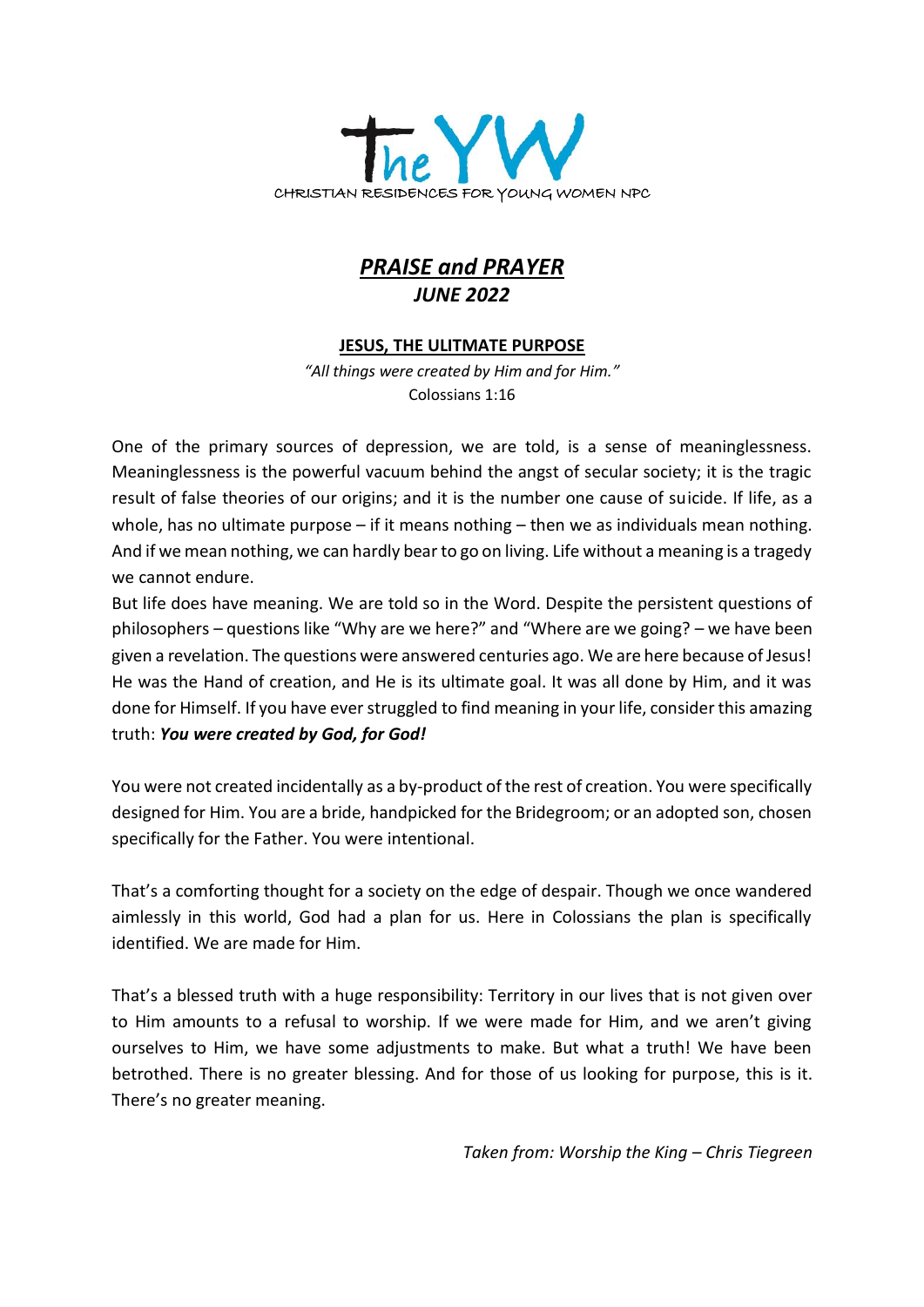The YW

CHRISTIAN RESIDENCES FOR YOUNG WOMEN NPC

# ***PRAISE and PRAYER***
## ***JUNE 2022***

### **JESUS, THE ULITMATE PURPOSE**

*"All things were created by Him and for Him."*
Colossians 1:16

One of the primary sources of depression, we are told, is a sense of meaninglessness. Meaninglessness is the powerful vacuum behind the angst of secular society; it is the tragic result of false theories of our origins; and it is the number one cause of suicide. If life, as a whole, has no ultimate purpose – if it means nothing – then we as individuals mean nothing. And if we mean nothing, we can hardly bear to go on living. Life without a meaning is a tragedy we cannot endure.
But life does have meaning. We are told so in the Word. Despite the persistent questions of philosophers – questions like "Why are we here?" and "Where are we going? – we have been given a revelation. The questions were answered centuries ago. We are here because of Jesus! He was the Hand of creation, and He is its ultimate goal. It was all done by Him, and it was done for Himself. If you have ever struggled to find meaning in your life, consider this amazing truth: ***You were created by God, for God!***

You were not created incidentally as a by-product of the rest of creation. You were specifically designed for Him. You are a bride, handpicked for the Bridegroom; or an adopted son, chosen specifically for the Father. You were intentional.

That's a comforting thought for a society on the edge of despair. Though we once wandered aimlessly in this world, God had a plan for us. Here in Colossians the plan is specifically identified. We are made for Him.

That's a blessed truth with a huge responsibility: Territory in our lives that is not given over to Him amounts to a refusal to worship. If we were made for Him, and we aren't giving ourselves to Him, we have some adjustments to make. But what a truth! We have been betrothed. There is no greater blessing. And for those of us looking for purpose, this is it. There's no greater meaning.

*Taken from: Worship the King – Chris Tiegreen*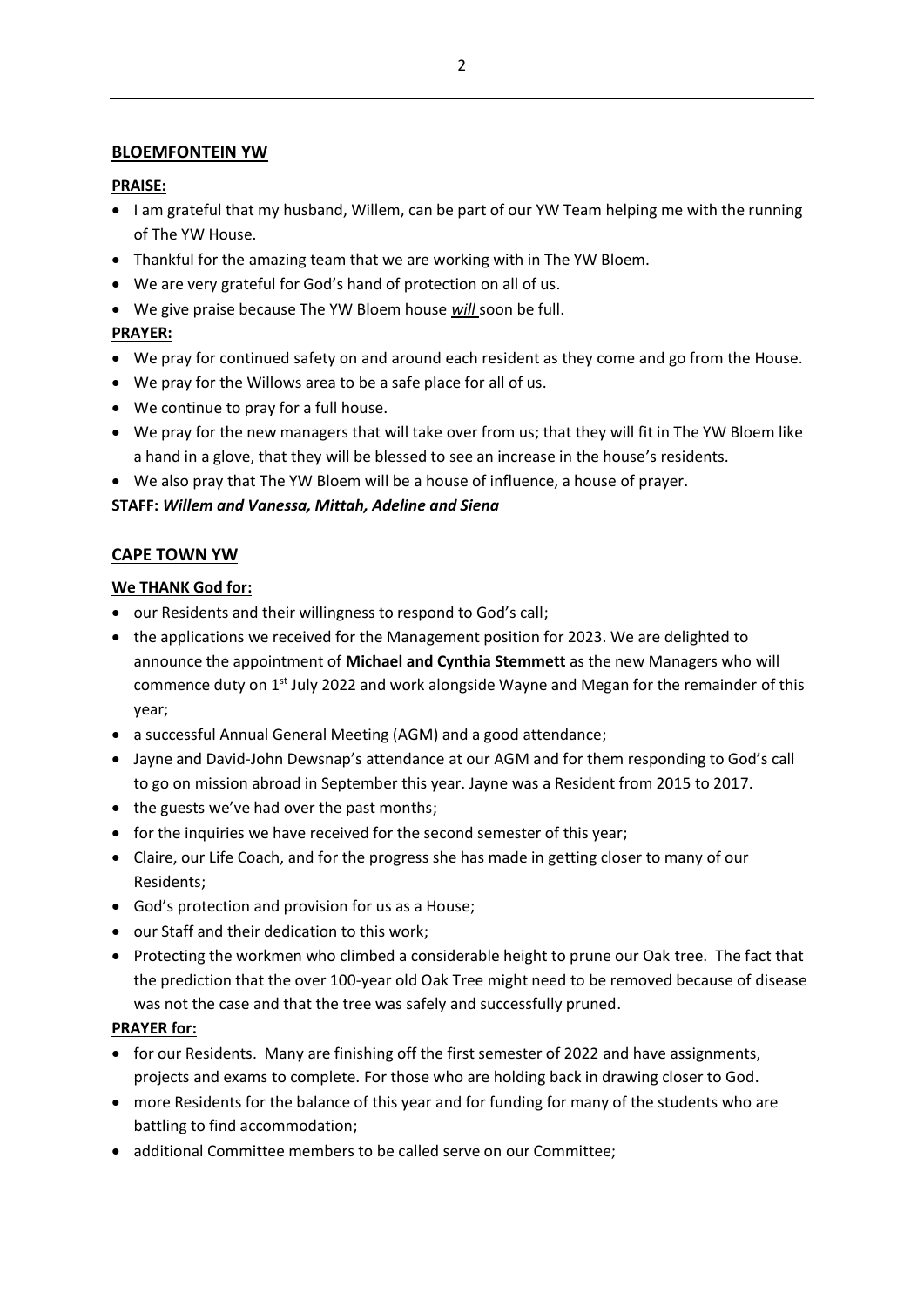## BLOEMFONTEIN YW

**PRAISE:**

- I am grateful that my husband, Willem, can be part of our YW Team helping me with the running of The YW House.
- Thankful for the amazing team that we are working with in The YW Bloem.
- We are very grateful for God's hand of protection on all of us.
- We give praise because The YW Bloem house ***will*** soon be full.

**PRAYER:**

- We pray for continued safety on and around each resident as they come and go from the House.
- We pray for the Willows area to be a safe place for all of us.
- We continue to pray for a full house.
- We pray for the new managers that will take over from us; that they will fit in The YW Bloem like a hand in a glove, that they will be blessed to see an increase in the house's residents.
- We also pray that The YW Bloem will be a house of influence, a house of prayer.

**STAFF:** ***Willem and Vanessa, Mittah, Adeline and Siena***

## CAPE TOWN YW

**We THANK God for:**

- our Residents and their willingness to respond to God's call;
- the applications we received for the Management position for 2023. We are delighted to announce the appointment of **Michael and Cynthia Stemmett** as the new Managers who will commence duty on 1st July 2022 and work alongside Wayne and Megan for the remainder of this year;
- a successful Annual General Meeting (AGM) and a good attendance;
- Jayne and David-John Dewsnap's attendance at our AGM and for them responding to God's call to go on mission abroad in September this year. Jayne was a Resident from 2015 to 2017.
- the guests we've had over the past months;
- for the inquiries we have received for the second semester of this year;
- Claire, our Life Coach, and for the progress she has made in getting closer to many of our Residents;
- God's protection and provision for us as a House;
- our Staff and their dedication to this work;
- Protecting the workmen who climbed a considerable height to prune our Oak tree. The fact that the prediction that the over 100-year old Oak Tree might need to be removed because of disease was not the case and that the tree was safely and successfully pruned.

**PRAYER for:**

- for our Residents. Many are finishing off the first semester of 2022 and have assignments, projects and exams to complete. For those who are holding back in drawing closer to God.
- more Residents for the balance of this year and for funding for many of the students who are battling to find accommodation;
- additional Committee members to be called serve on our Committee;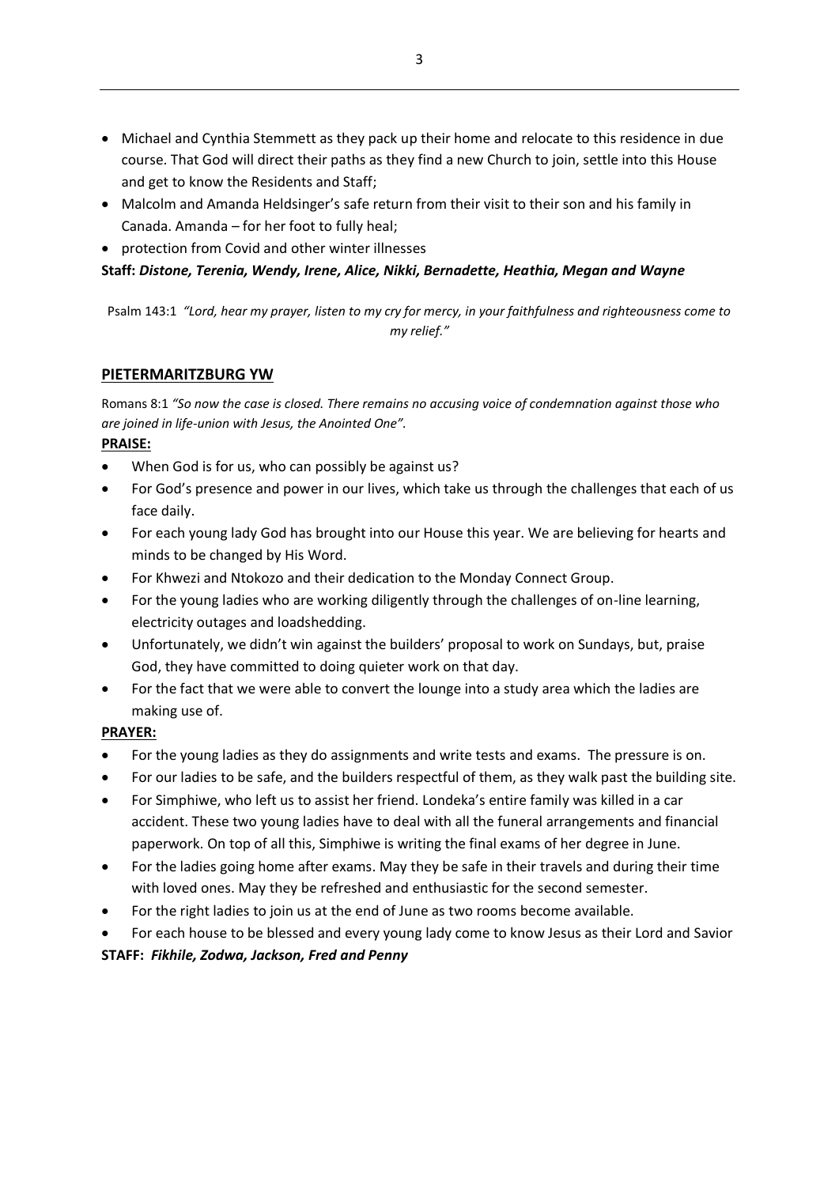- Michael and Cynthia Stemmett as they pack up their home and relocate to this residence in due course. That God will direct their paths as they find a new Church to join, settle into this House and get to know the Residents and Staff;
- Malcolm and Amanda Heldsinger's safe return from their visit to their son and his family in Canada. Amanda – for her foot to fully heal;
- protection from Covid and other winter illnesses

**Staff:** ***Distone, Terenia, Wendy, Irene, Alice, Nikki, Bernadette, Heathia, Megan and Wayne***

Psalm 143:1 *"Lord, hear my prayer, listen to my cry for mercy, in your faithfulness and righteousness come to my relief."*

## PIETERMARITZBURG YW

Romans 8:1 *"So now the case is closed. There remains no accusing voice of condemnation against those who are joined in life-union with Jesus, the Anointed One".*

**PRAISE:**

- When God is for us, who can possibly be against us?
- For God's presence and power in our lives, which take us through the challenges that each of us face daily.
- For each young lady God has brought into our House this year. We are believing for hearts and minds to be changed by His Word.
- For Khwezi and Ntokozo and their dedication to the Monday Connect Group.
- For the young ladies who are working diligently through the challenges of on-line learning, electricity outages and loadshedding.
- Unfortunately, we didn't win against the builders' proposal to work on Sundays, but, praise God, they have committed to doing quieter work on that day.
- For the fact that we were able to convert the lounge into a study area which the ladies are making use of.

**PRAYER:**

- For the young ladies as they do assignments and write tests and exams. The pressure is on.
- For our ladies to be safe, and the builders respectful of them, as they walk past the building site.
- For Simphiwe, who left us to assist her friend. Londeka's entire family was killed in a car accident. These two young ladies have to deal with all the funeral arrangements and financial paperwork. On top of all this, Simphiwe is writing the final exams of her degree in June.
- For the ladies going home after exams. May they be safe in their travels and during their time with loved ones. May they be refreshed and enthusiastic for the second semester.
- For the right ladies to join us at the end of June as two rooms become available.
- For each house to be blessed and every young lady come to know Jesus as their Lord and Savior

**STAFF:** ***Fikhile, Zodwa, Jackson, Fred and Penny***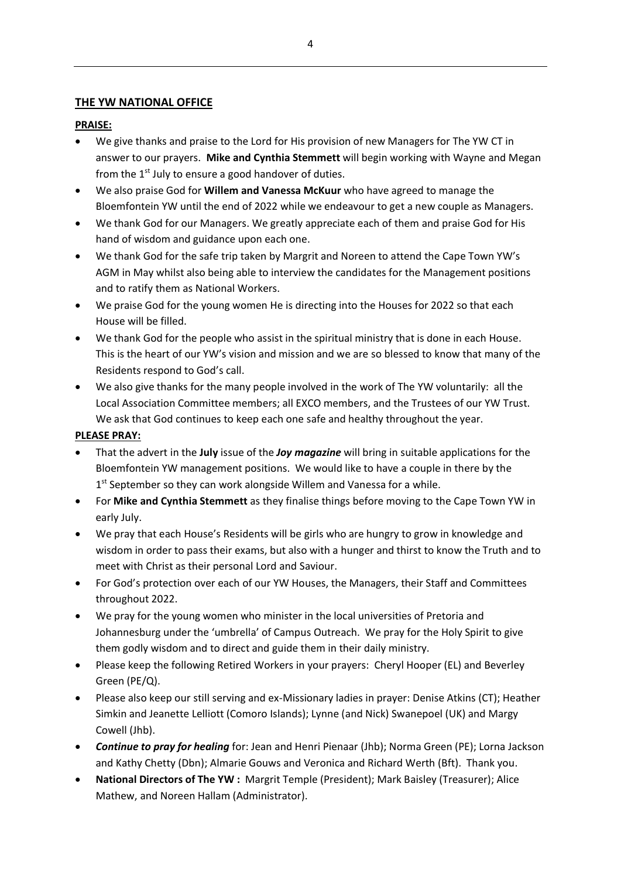## THE YW NATIONAL OFFICE

**PRAISE:**

- We give thanks and praise to the Lord for His provision of new Managers for The YW CT in answer to our prayers. **Mike and Cynthia Stemmett** will begin working with Wayne and Megan from the 1st July to ensure a good handover of duties.
- We also praise God for **Willem and Vanessa McKuur** who have agreed to manage the Bloemfontein YW until the end of 2022 while we endeavour to get a new couple as Managers.
- We thank God for our Managers. We greatly appreciate each of them and praise God for His hand of wisdom and guidance upon each one.
- We thank God for the safe trip taken by Margrit and Noreen to attend the Cape Town YW's AGM in May whilst also being able to interview the candidates for the Management positions and to ratify them as National Workers.
- We praise God for the young women He is directing into the Houses for 2022 so that each House will be filled.
- We thank God for the people who assist in the spiritual ministry that is done in each House. This is the heart of our YW's vision and mission and we are so blessed to know that many of the Residents respond to God's call.
- We also give thanks for the many people involved in the work of The YW voluntarily: all the Local Association Committee members; all EXCO members, and the Trustees of our YW Trust. We ask that God continues to keep each one safe and healthy throughout the year.

**PLEASE PRAY:**

- That the advert in the **July** issue of the ***Joy magazine*** will bring in suitable applications for the Bloemfontein YW management positions. We would like to have a couple in there by the 1st September so they can work alongside Willem and Vanessa for a while.
- For **Mike and Cynthia Stemmett** as they finalise things before moving to the Cape Town YW in early July.
- We pray that each House's Residents will be girls who are hungry to grow in knowledge and wisdom in order to pass their exams, but also with a hunger and thirst to know the Truth and to meet with Christ as their personal Lord and Saviour.
- For God's protection over each of our YW Houses, the Managers, their Staff and Committees throughout 2022.
- We pray for the young women who minister in the local universities of Pretoria and Johannesburg under the 'umbrella' of Campus Outreach. We pray for the Holy Spirit to give them godly wisdom and to direct and guide them in their daily ministry.
- Please keep the following Retired Workers in your prayers: Cheryl Hooper (EL) and Beverley Green (PE/Q).
- Please also keep our still serving and ex-Missionary ladies in prayer: Denise Atkins (CT); Heather Simkin and Jeanette Lelliott (Comoro Islands); Lynne (and Nick) Swanepoel (UK) and Margy Cowell (Jhb).
- ***Continue to pray for healing*** for: Jean and Henri Pienaar (Jhb); Norma Green (PE); Lorna Jackson and Kathy Chetty (Dbn); Almarie Gouws and Veronica and Richard Werth (Bft). Thank you.
- **National Directors of The YW :** Margrit Temple (President); Mark Baisley (Treasurer); Alice Mathew, and Noreen Hallam (Administrator).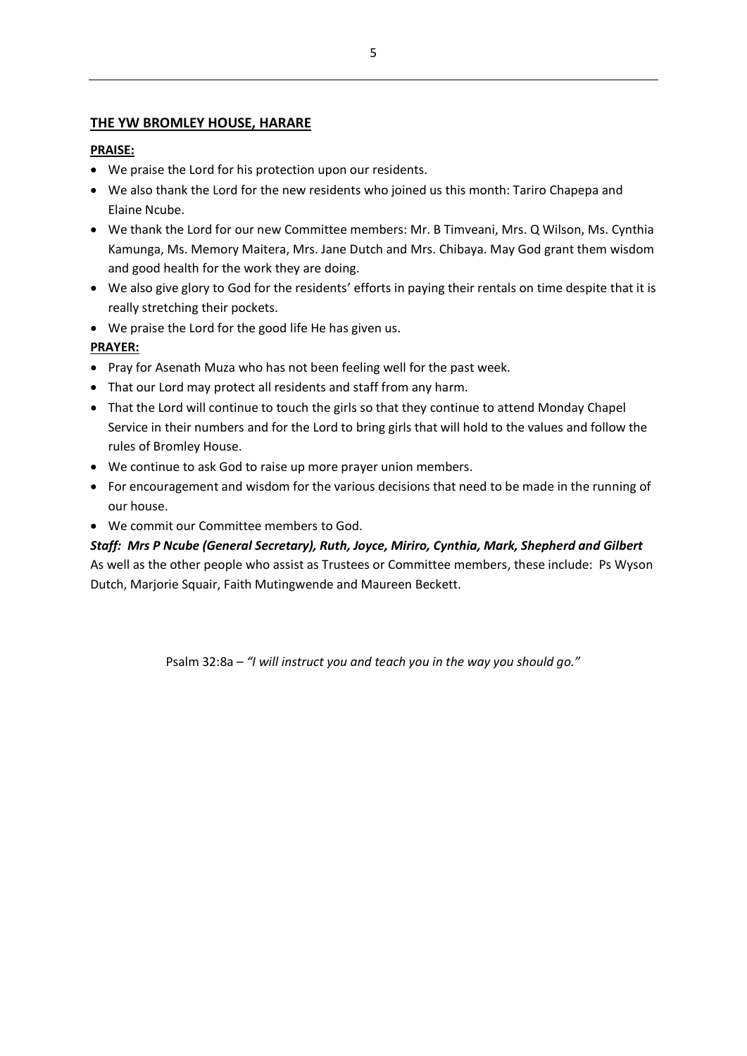## THE YW BROMLEY HOUSE, HARARE

**PRAISE:**

- We praise the Lord for his protection upon our residents.
- We also thank the Lord for the new residents who joined us this month: Tariro Chapepa and Elaine Ncube.
- We thank the Lord for our new Committee members: Mr. B Timveani, Mrs. Q Wilson, Ms. Cynthia Kamunga, Ms. Memory Maitera, Mrs. Jane Dutch and Mrs. Chibaya. May God grant them wisdom and good health for the work they are doing.
- We also give glory to God for the residents' efforts in paying their rentals on time despite that it is really stretching their pockets.
- We praise the Lord for the good life He has given us.

**PRAYER:**

- Pray for Asenath Muza who has not been feeling well for the past week.
- That our Lord may protect all residents and staff from any harm.
- That the Lord will continue to touch the girls so that they continue to attend Monday Chapel Service in their numbers and for the Lord to bring girls that will hold to the values and follow the rules of Bromley House.
- We continue to ask God to raise up more prayer union members.
- For encouragement and wisdom for the various decisions that need to be made in the running of our house.
- We commit our Committee members to God.

***Staff: Mrs P Ncube (General Secretary), Ruth, Joyce, Miriro, Cynthia, Mark, Shepherd and Gilbert***
As well as the other people who assist as Trustees or Committee members, these include: Ps Wyson Dutch, Marjorie Squair, Faith Mutingwende and Maureen Beckett.

Psalm 32:8a – *"I will instruct you and teach you in the way you should go."*